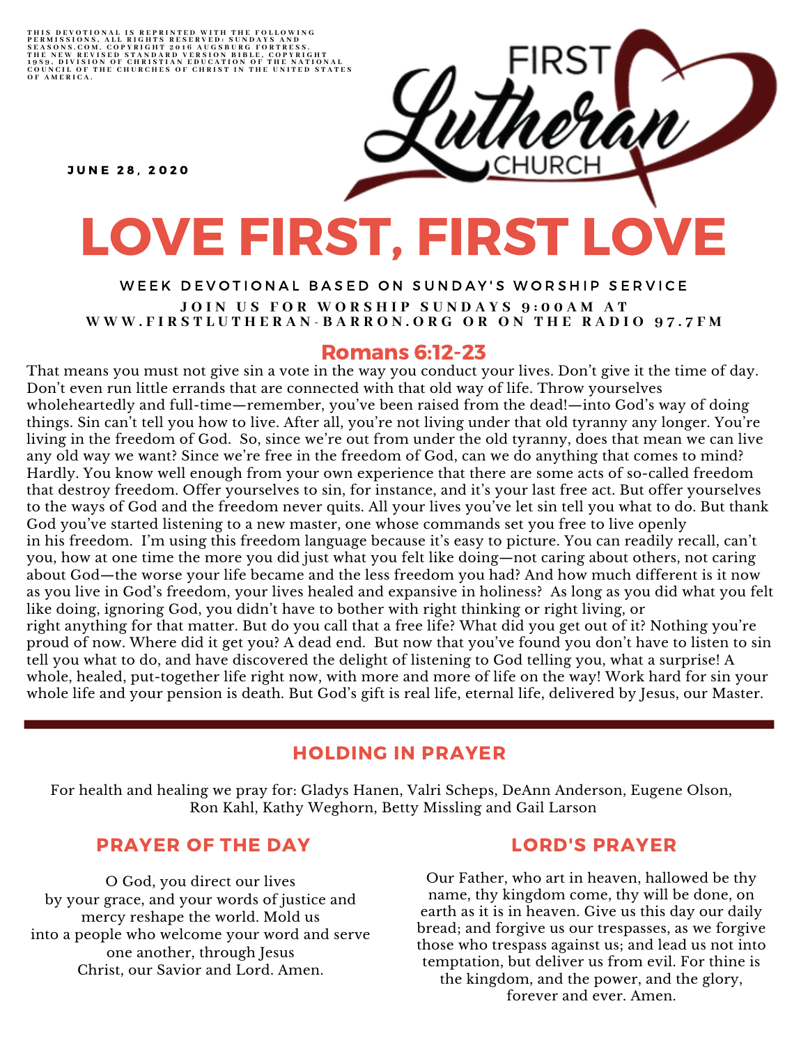THIS DEVOTIONAL IS REPRINTED WITH THE FOLLOWING PERMISSIONS, ALL RIGHTS RESERVED: SUNDAYS AND SEASONS.COM. COPYRIGHT 2016 AUGSBURG FORTRESS. THE NEW REVISED STANDARD VERSION BIBLE, COPYRIGHT 1989, DIVISION OF CHRISTIAN EDUCATION OF THE NATIONAL COUNCIL OF THE CHURCHES OF CHRIST IN THE UNITED STATES OF AMERICA.

FIRST Lutheran CHURCH

JUNE 28, 2020

# LOVE FIRST, FIRST LOVE

WEEK DEVOTIONAL BASED ON SUNDAY'S WORSHIP SERVICE

JOIN US FOR WORSHIP SUNDAYS 9:00AM AT WWW.FIRSTLUTHERAN-BARRON.ORG OR ON THE RADIO 97.7FM

## Romans 6:12-23

That means you must not give sin a vote in the way you conduct your lives. Don't give it the time of day. Don't even run little errands that are connected with that old way of life. Throw yourselves wholeheartedly and full-time—remember, you've been raised from the dead!—into God's way of doing things. Sin can't tell you how to live. After all, you're not living under that old tyranny any longer. You're living in the freedom of God. So, since we're out from under the old tyranny, does that mean we can live any old way we want? Since we're free in the freedom of God, can we do anything that comes to mind? Hardly. You know well enough from your own experience that there are some acts of so-called freedom that destroy freedom. Offer yourselves to sin, for instance, and it's your last free act. But offer yourselves to the ways of God and the freedom never quits. All your lives you've let sin tell you what to do. But thank God you've started listening to a new master, one whose commands set you free to live openly in his freedom. I'm using this freedom language because it's easy to picture. You can readily recall, can't you, how at one time the more you did just what you felt like doing—not caring about others, not caring about God—the worse your life became and the less freedom you had? And how much different is it now as you live in God's freedom, your lives healed and expansive in holiness? As long as you did what you felt like doing, ignoring God, you didn't have to bother with right thinking or right living, or right anything for that matter. But do you call that a free life? What did you get out of it? Nothing you're proud of now. Where did it get you? A dead end. But now that you've found you don't have to listen to sin tell you what to do, and have discovered the delight of listening to God telling you, what a surprise! A whole, healed, put-together life right now, with more and more of life on the way! Work hard for sin your whole life and your pension is death. But God's gift is real life, eternal life, delivered by Jesus, our Master.

---

## HOLDING IN PRAYER

For health and healing we pray for: Gladys Hanen, Valri Scheps, DeAnn Anderson, Eugene Olson, Ron Kahl, Kathy Weghorn, Betty Missling and Gail Larson

## PRAYER OF THE DAY

O God, you direct our lives by your grace, and your words of justice and mercy reshape the world. Mold us into a people who welcome your word and serve one another, through Jesus Christ, our Savior and Lord. Amen.

## LORD'S PRAYER

Our Father, who art in heaven, hallowed be thy name, thy kingdom come, thy will be done, on earth as it is in heaven. Give us this day our daily bread; and forgive us our trespasses, as we forgive those who trespass against us; and lead us not into temptation, but deliver us from evil. For thine is the kingdom, and the power, and the glory, forever and ever. Amen.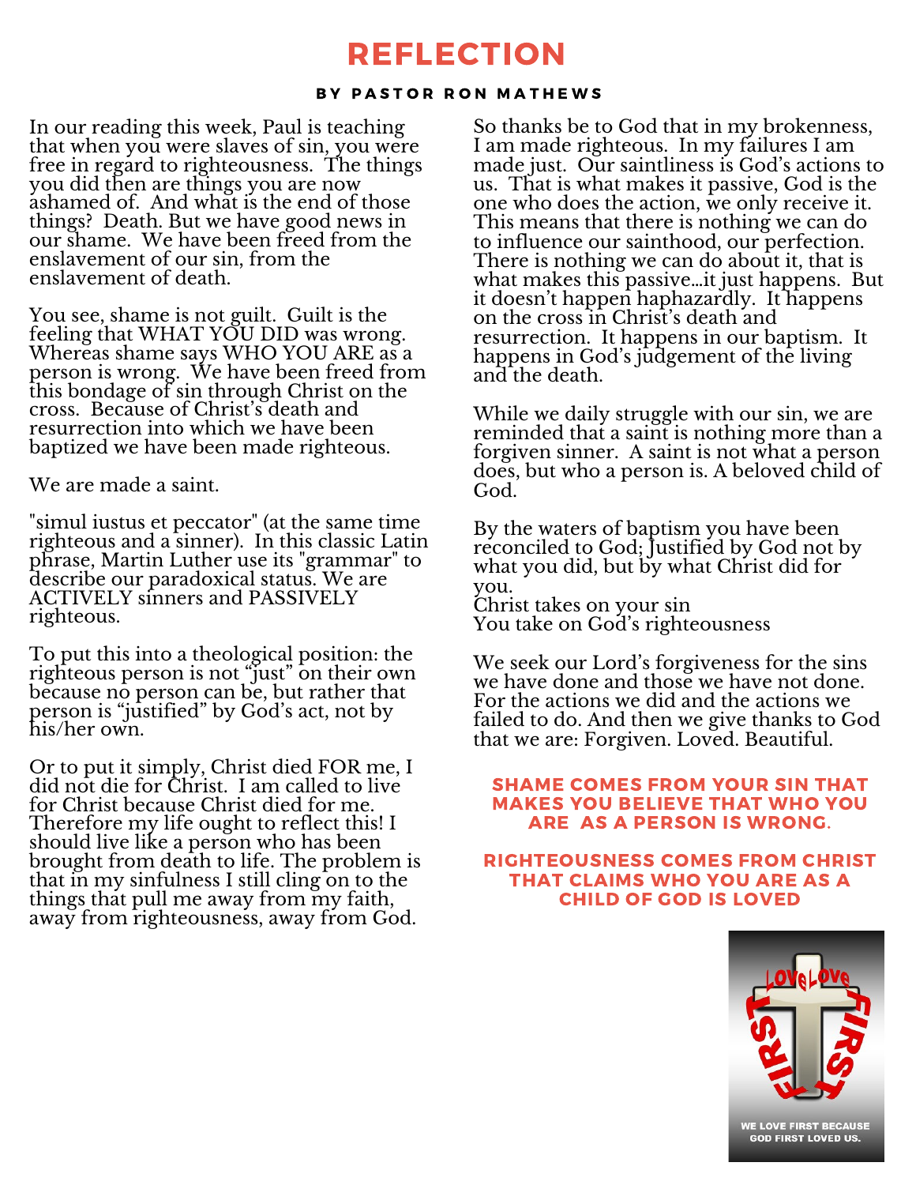# REFLECTION

**BY PASTOR RON MATHEWS**

In our reading this week, Paul is teaching that when you were slaves of sin, you were free in regard to righteousness. The things you did then are things you are now ashamed of. And what is the end of those things? Death. But we have good news in our shame. We have been freed from the enslavement of our sin, from the enslavement of death.

You see, shame is not guilt. Guilt is the feeling that WHAT YOU DID was wrong. Whereas shame says WHO YOU ARE as a person is wrong. We have been freed from this bondage of sin through Christ on the cross. Because of Christ's death and resurrection into which we have been baptized we have been made righteous.

We are made a saint.

"simul iustus et peccator" (at the same time righteous and a sinner). In this classic Latin phrase, Martin Luther use its "grammar" to describe our paradoxical status. We are ACTIVELY sinners and PASSIVELY righteous.

To put this into a theological position: the righteous person is not "just" on their own because no person can be, but rather that person is "justified" by God's act, not by his/her own.

Or to put it simply, Christ died FOR me, I did not die for Christ. I am called to live for Christ because Christ died for me. Therefore my life ought to reflect this! I should live like a person who has been brought from death to life. The problem is that in my sinfulness I still cling on to the things that pull me away from my faith, away from righteousness, away from God.

So thanks be to God that in my brokenness, I am made righteous. In my failures I am made just. Our saintliness is God's actions to us. That is what makes it passive, God is the one who does the action, we only receive it. This means that there is nothing we can do to influence our sainthood, our perfection. There is nothing we can do about it, that is what makes this passive...it just happens. But it doesn't happen haphazardly. It happens on the cross in Christ's death and resurrection. It happens in our baptism. It happens in God's judgement of the living and the death.

While we daily struggle with our sin, we are reminded that a saint is nothing more than a forgiven sinner. A saint is not what a person does, but who a person is. A beloved child of God.

By the waters of baptism you have been reconciled to God; Justified by God not by what you did, but by what Christ did for you.
Christ takes on your sin
You take on God's righteousness

We seek our Lord's forgiveness for the sins we have done and those we have not done. For the actions we did and the actions we failed to do. And then we give thanks to God that we are: Forgiven. Loved. Beautiful.

**SHAME COMES FROM YOUR SIN THAT MAKES YOU BELIEVE THAT WHO YOU ARE AS A PERSON IS WRONG.**

**RIGHTEOUSNESS COMES FROM CHRIST THAT CLAIMS WHO YOU ARE AS A CHILD OF GOD IS LOVED**

Love Love
FIRST FIRST

WE LOVE FIRST BECAUSE GOD FIRST LOVED US.